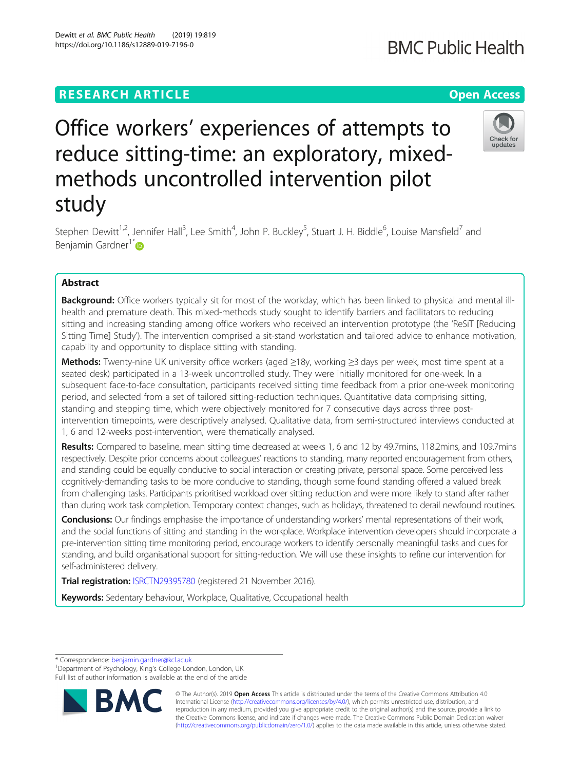RESEARCH ARTICLE

Open Access

# Office workers' experiences of attempts to reduce sitting-time: an exploratory, mixed-methods uncontrolled intervention pilot study

Stephen Dewitt[1,2], Jennifer Hall[3], Lee Smith[4], John P. Buckley[5], Stuart J. H. Biddle[6], Louise Mansfield[7] and Benjamin Gardner[1*]

## Abstract

**Background:** Office workers typically sit for most of the workday, which has been linked to physical and mental ill-health and premature death. This mixed-methods study sought to identify barriers and facilitators to reducing sitting and increasing standing among office workers who received an intervention prototype (the 'ReSiT [Reducing Sitting Time] Study'). The intervention comprised a sit-stand workstation and tailored advice to enhance motivation, capability and opportunity to displace sitting with standing.

**Methods:** Twenty-nine UK university office workers (aged ≥18y, working ≥3 days per week, most time spent at a seated desk) participated in a 13-week uncontrolled study. They were initially monitored for one-week. In a subsequent face-to-face consultation, participants received sitting time feedback from a prior one-week monitoring period, and selected from a set of tailored sitting-reduction techniques. Quantitative data comprising sitting, standing and stepping time, which were objectively monitored for 7 consecutive days across three post-intervention timepoints, were descriptively analysed. Qualitative data, from semi-structured interviews conducted at 1, 6 and 12-weeks post-intervention, were thematically analysed.

**Results:** Compared to baseline, mean sitting time decreased at weeks 1, 6 and 12 by 49.7mins, 118.2mins, and 109.7mins respectively. Despite prior concerns about colleagues' reactions to standing, many reported encouragement from others, and standing could be equally conducive to social interaction or creating private, personal space. Some perceived less cognitively-demanding tasks to be more conducive to standing, though some found standing offered a valued break from challenging tasks. Participants prioritised workload over sitting reduction and were more likely to stand after rather than during work task completion. Temporary context changes, such as holidays, threatened to derail newfound routines.

**Conclusions:** Our findings emphasise the importance of understanding workers' mental representations of their work, and the social functions of sitting and standing in the workplace. Workplace intervention developers should incorporate a pre-intervention sitting time monitoring period, encourage workers to identify personally meaningful tasks and cues for standing, and build organisational support for sitting-reduction. We will use these insights to refine our intervention for self-administered delivery.

**Trial registration:** ISRCTN29395780 (registered 21 November 2016).

**Keywords:** Sedentary behaviour, Workplace, Qualitative, Occupational health

---

* Correspondence: benjamin.gardner@kcl.ac.uk
[1]Department of Psychology, King's College London, London, UK
Full list of author information is available at the end of the article

© The Author(s). 2019 **Open Access** This article is distributed under the terms of the Creative Commons Attribution 4.0 International License (http://creativecommons.org/licenses/by/4.0/), which permits unrestricted use, distribution, and reproduction in any medium, provided you give appropriate credit to the original author(s) and the source, provide a link to the Creative Commons license, and indicate if changes were made. The Creative Commons Public Domain Dedication waiver (http://creativecommons.org/publicdomain/zero/1.0/) applies to the data made available in this article, unless otherwise stated.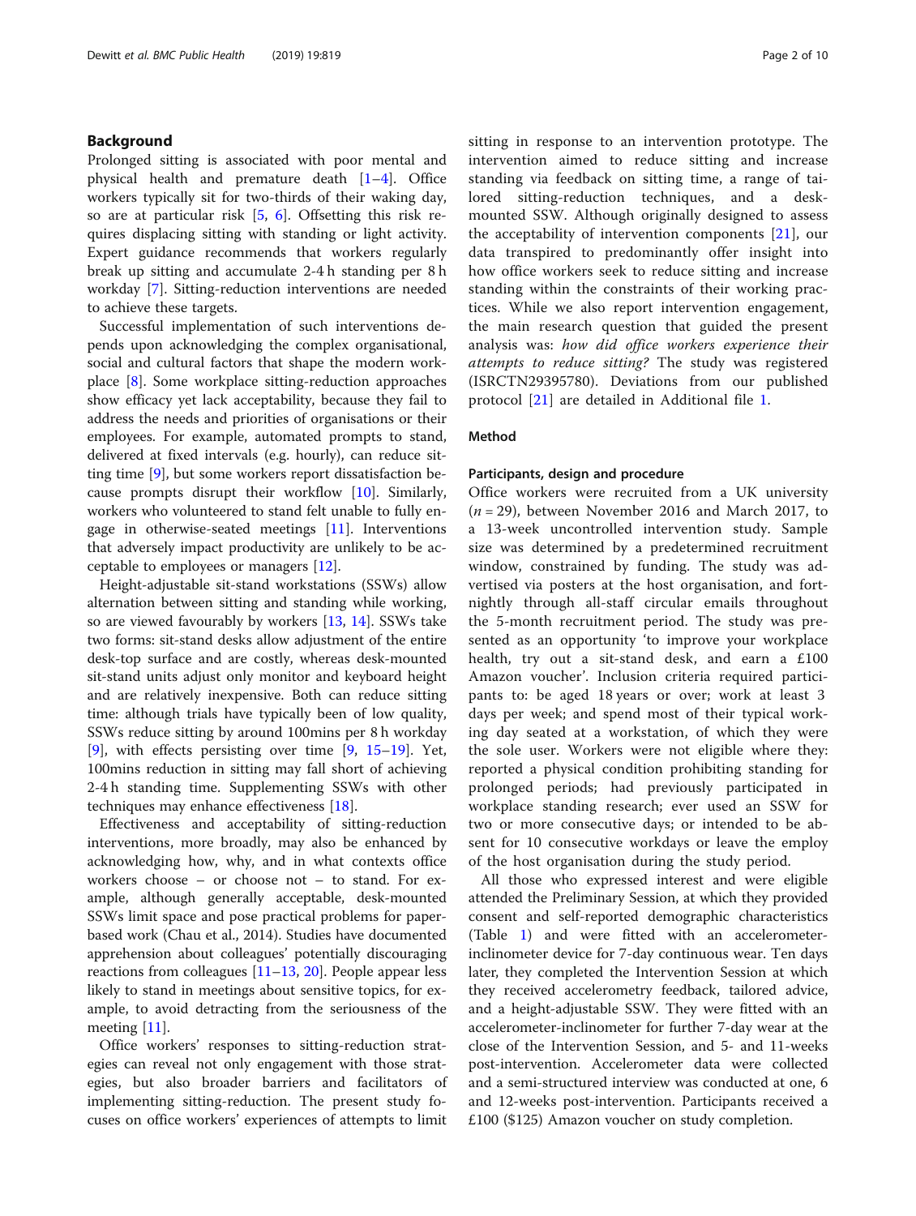## Background

Prolonged sitting is associated with poor mental and physical health and premature death [1–4]. Office workers typically sit for two-thirds of their waking day, so are at particular risk [5, 6]. Offsetting this risk requires displacing sitting with standing or light activity. Expert guidance recommends that workers regularly break up sitting and accumulate 2-4 h standing per 8 h workday [7]. Sitting-reduction interventions are needed to achieve these targets.

Successful implementation of such interventions depends upon acknowledging the complex organisational, social and cultural factors that shape the modern workplace [8]. Some workplace sitting-reduction approaches show efficacy yet lack acceptability, because they fail to address the needs and priorities of organisations or their employees. For example, automated prompts to stand, delivered at fixed intervals (e.g. hourly), can reduce sitting time [9], but some workers report dissatisfaction because prompts disrupt their workflow [10]. Similarly, workers who volunteered to stand felt unable to fully engage in otherwise-seated meetings [11]. Interventions that adversely impact productivity are unlikely to be acceptable to employees or managers [12].

Height-adjustable sit-stand workstations (SSWs) allow alternation between sitting and standing while working, so are viewed favourably by workers [13, 14]. SSWs take two forms: sit-stand desks allow adjustment of the entire desk-top surface and are costly, whereas desk-mounted sit-stand units adjust only monitor and keyboard height and are relatively inexpensive. Both can reduce sitting time: although trials have typically been of low quality, SSWs reduce sitting by around 100mins per 8 h workday [9], with effects persisting over time [9, 15–19]. Yet, 100mins reduction in sitting may fall short of achieving 2-4 h standing time. Supplementing SSWs with other techniques may enhance effectiveness [18].

Effectiveness and acceptability of sitting-reduction interventions, more broadly, may also be enhanced by acknowledging how, why, and in what contexts office workers choose – or choose not – to stand. For example, although generally acceptable, desk-mounted SSWs limit space and pose practical problems for paper-based work (Chau et al., 2014). Studies have documented apprehension about colleagues' potentially discouraging reactions from colleagues [11–13, 20]. People appear less likely to stand in meetings about sensitive topics, for example, to avoid detracting from the seriousness of the meeting [11].

Office workers' responses to sitting-reduction strategies can reveal not only engagement with those strategies, but also broader barriers and facilitators of implementing sitting-reduction. The present study focuses on office workers' experiences of attempts to limit sitting in response to an intervention prototype. The intervention aimed to reduce sitting and increase standing via feedback on sitting time, a range of tailored sitting-reduction techniques, and a desk-mounted SSW. Although originally designed to assess the acceptability of intervention components [21], our data transpired to predominantly offer insight into how office workers seek to reduce sitting and increase standing within the constraints of their working practices. While we also report intervention engagement, the main research question that guided the present analysis was: *how did office workers experience their attempts to reduce sitting?* The study was registered (ISRCTN29395780). Deviations from our published protocol [21] are detailed in Additional file 1.

## Method

### Participants, design and procedure

Office workers were recruited from a UK university ($n = 29$), between November 2016 and March 2017, to a 13-week uncontrolled intervention study. Sample size was determined by a predetermined recruitment window, constrained by funding. The study was advertised via posters at the host organisation, and fortnightly through all-staff circular emails throughout the 5-month recruitment period. The study was presented as an opportunity 'to improve your workplace health, try out a sit-stand desk, and earn a £100 Amazon voucher'. Inclusion criteria required participants to: be aged 18 years or over; work at least 3 days per week; and spend most of their typical working day seated at a workstation, of which they were the sole user. Workers were not eligible where they: reported a physical condition prohibiting standing for prolonged periods; had previously participated in workplace standing research; ever used an SSW for two or more consecutive days; or intended to be absent for 10 consecutive workdays or leave the employ of the host organisation during the study period.

All those who expressed interest and were eligible attended the Preliminary Session, at which they provided consent and self-reported demographic characteristics (Table 1) and were fitted with an accelerometer-inclinometer device for 7-day continuous wear. Ten days later, they completed the Intervention Session at which they received accelerometry feedback, tailored advice, and a height-adjustable SSW. They were fitted with an accelerometer-inclinometer for further 7-day wear at the close of the Intervention Session, and 5- and 11-weeks post-intervention. Accelerometer data were collected and a semi-structured interview was conducted at one, 6 and 12-weeks post-intervention. Participants received a £100 ($125) Amazon voucher on study completion.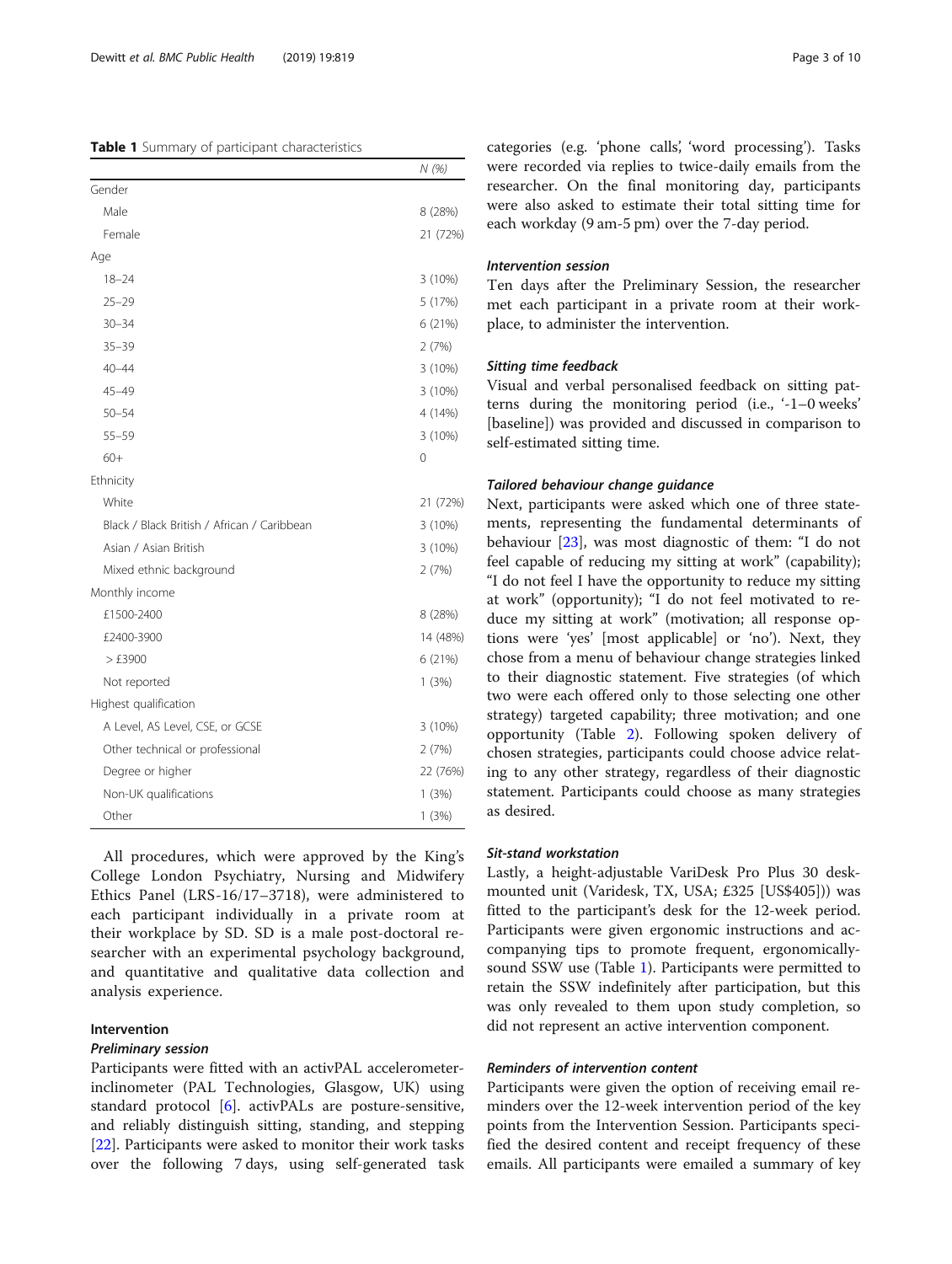**Table 1** Summary of participant characteristics

| | N (%) |
|---|---|
| Gender | |
| Male | 8 (28%) |
| Female | 21 (72%) |
| Age | |
| 18–24 | 3 (10%) |
| 25–29 | 5 (17%) |
| 30–34 | 6 (21%) |
| 35–39 | 2 (7%) |
| 40–44 | 3 (10%) |
| 45–49 | 3 (10%) |
| 50–54 | 4 (14%) |
| 55–59 | 3 (10%) |
| 60+ | 0 |
| Ethnicity | |
| White | 21 (72%) |
| Black / Black British / African / Caribbean | 3 (10%) |
| Asian / Asian British | 3 (10%) |
| Mixed ethnic background | 2 (7%) |
| Monthly income | |
| £1500-2400 | 8 (28%) |
| £2400-3900 | 14 (48%) |
| > £3900 | 6 (21%) |
| Not reported | 1 (3%) |
| Highest qualification | |
| A Level, AS Level, CSE, or GCSE | 3 (10%) |
| Other technical or professional | 2 (7%) |
| Degree or higher | 22 (76%) |
| Non-UK qualifications | 1 (3%) |
| Other | 1 (3%) |

All procedures, which were approved by the King's College London Psychiatry, Nursing and Midwifery Ethics Panel (LRS-16/17–3718), were administered to each participant individually in a private room at their workplace by SD. SD is a male post-doctoral researcher with an experimental psychology background, and quantitative and qualitative data collection and analysis experience.

## Intervention

### Preliminary session

Participants were fitted with an activPAL accelerometer-inclinometer (PAL Technologies, Glasgow, UK) using standard protocol [6]. activPALs are posture-sensitive, and reliably distinguish sitting, standing, and stepping [22]. Participants were asked to monitor their work tasks over the following 7 days, using self-generated task categories (e.g. 'phone calls', 'word processing'). Tasks were recorded via replies to twice-daily emails from the researcher. On the final monitoring day, participants were also asked to estimate their total sitting time for each workday (9 am-5 pm) over the 7-day period.

### Intervention session

Ten days after the Preliminary Session, the researcher met each participant in a private room at their workplace, to administer the intervention.

### Sitting time feedback

Visual and verbal personalised feedback on sitting patterns during the monitoring period (i.e., '-1–0 weeks' [baseline]) was provided and discussed in comparison to self-estimated sitting time.

### Tailored behaviour change guidance

Next, participants were asked which one of three statements, representing the fundamental determinants of behaviour [23], was most diagnostic of them: "I do not feel capable of reducing my sitting at work" (capability); "I do not feel I have the opportunity to reduce my sitting at work" (opportunity); "I do not feel motivated to reduce my sitting at work" (motivation; all response options were 'yes' [most applicable] or 'no'). Next, they chose from a menu of behaviour change strategies linked to their diagnostic statement. Five strategies (of which two were each offered only to those selecting one other strategy) targeted capability; three motivation; and one opportunity (Table 2). Following spoken delivery of chosen strategies, participants could choose advice relating to any other strategy, regardless of their diagnostic statement. Participants could choose as many strategies as desired.

### Sit-stand workstation

Lastly, a height-adjustable VariDesk Pro Plus 30 desk-mounted unit (Varidesk, TX, USA; £325 [US$405])) was fitted to the participant's desk for the 12-week period. Participants were given ergonomic instructions and accompanying tips to promote frequent, ergonomically-sound SSW use (Table 1). Participants were permitted to retain the SSW indefinitely after participation, but this was only revealed to them upon study completion, so did not represent an active intervention component.

### Reminders of intervention content

Participants were given the option of receiving email reminders over the 12-week intervention period of the key points from the Intervention Session. Participants specified the desired content and receipt frequency of these emails. All participants were emailed a summary of key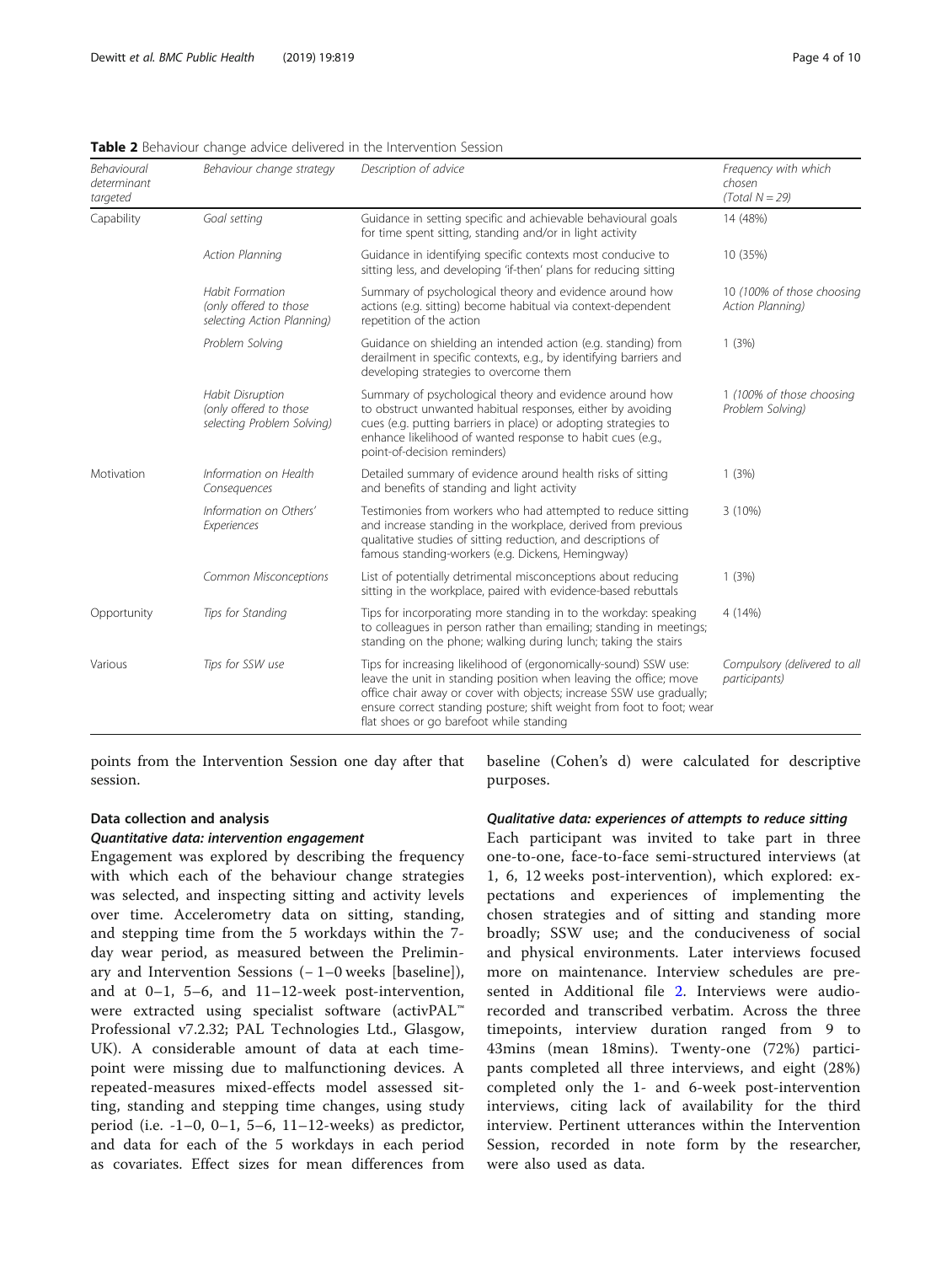**Table 2** Behaviour change advice delivered in the Intervention Session

| *Behavioural determinant targeted* | *Behaviour change strategy* | *Description of advice* | *Frequency with which chosen (Total N = 29)* |
|---|---|---|---|
| Capability | *Goal setting* | Guidance in setting specific and achievable behavioural goals for time spent sitting, standing and/or in light activity | 14 (48%) |
| | *Action Planning* | Guidance in identifying specific contexts most conducive to sitting less, and developing 'if-then' plans for reducing sitting | 10 (35%) |
| | *Habit Formation (only offered to those selecting Action Planning)* | Summary of psychological theory and evidence around how actions (e.g. sitting) become habitual via context-dependent repetition of the action | 10 *(100% of those choosing Action Planning)* |
| | *Problem Solving* | Guidance on shielding an intended action (e.g. standing) from derailment in specific contexts, e.g., by identifying barriers and developing strategies to overcome them | 1 (3%) |
| | *Habit Disruption (only offered to those selecting Problem Solving)* | Summary of psychological theory and evidence around how to obstruct unwanted habitual responses, either by avoiding cues (e.g. putting barriers in place) or adopting strategies to enhance likelihood of wanted response to habit cues (e.g., point-of-decision reminders) | 1 *(100% of those choosing Problem Solving)* |
| Motivation | *Information on Health Consequences* | Detailed summary of evidence around health risks of sitting and benefits of standing and light activity | 1 (3%) |
| | *Information on Others' Experiences* | Testimonies from workers who had attempted to reduce sitting and increase standing in the workplace, derived from previous qualitative studies of sitting reduction, and descriptions of famous standing-workers (e.g. Dickens, Hemingway) | 3 (10%) |
| | *Common Misconceptions* | List of potentially detrimental misconceptions about reducing sitting in the workplace, paired with evidence-based rebuttals | 1 (3%) |
| Opportunity | *Tips for Standing* | Tips for incorporating more standing in to the workday: speaking to colleagues in person rather than emailing; standing in meetings; standing on the phone; walking during lunch; taking the stairs | 4 (14%) |
| Various | *Tips for SSW use* | Tips for increasing likelihood of (ergonomically-sound) SSW use: leave the unit in standing position when leaving the office; move office chair away or cover with objects; increase SSW use gradually; ensure correct standing posture; shift weight from foot to foot; wear flat shoes or go barefoot while standing | *Compulsory (delivered to all participants)* |

points from the Intervention Session one day after that session.

### Data collection and analysis

#### *Quantitative data: intervention engagement*

Engagement was explored by describing the frequency with which each of the behaviour change strategies was selected, and inspecting sitting and activity levels over time. Accelerometry data on sitting, standing, and stepping time from the 5 workdays within the 7-day wear period, as measured between the Preliminary and Intervention Sessions (− 1–0 weeks [baseline]), and at 0–1, 5–6, and 11–12-week post-intervention, were extracted using specialist software (activPAL™ Professional v7.2.32; PAL Technologies Ltd., Glasgow, UK). A considerable amount of data at each timepoint were missing due to malfunctioning devices. A repeated-measures mixed-effects model assessed sitting, standing and stepping time changes, using study period (i.e. -1–0, 0–1, 5–6, 11–12-weeks) as predictor, and data for each of the 5 workdays in each period as covariates. Effect sizes for mean differences from baseline (Cohen's d) were calculated for descriptive purposes.

#### *Qualitative data: experiences of attempts to reduce sitting*

Each participant was invited to take part in three one-to-one, face-to-face semi-structured interviews (at 1, 6, 12 weeks post-intervention), which explored: expectations and experiences of implementing the chosen strategies and of sitting and standing more broadly; SSW use; and the conduciveness of social and physical environments. Later interviews focused more on maintenance. Interview schedules are presented in Additional file 2. Interviews were audio-recorded and transcribed verbatim. Across the three timepoints, interview duration ranged from 9 to 43mins (mean 18mins). Twenty-one (72%) participants completed all three interviews, and eight (28%) completed only the 1- and 6-week post-intervention interviews, citing lack of availability for the third interview. Pertinent utterances within the Intervention Session, recorded in note form by the researcher, were also used as data.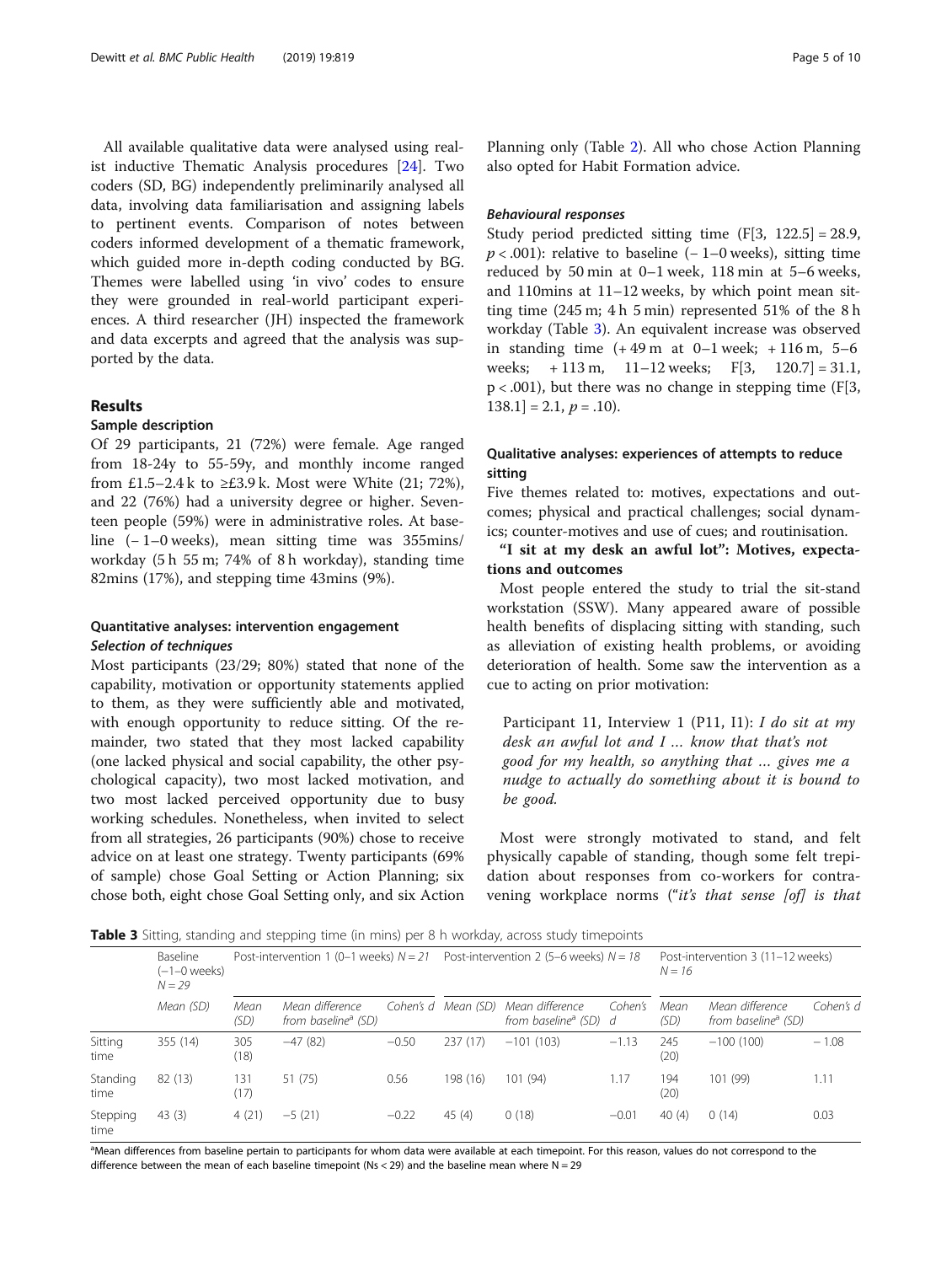All available qualitative data were analysed using realist inductive Thematic Analysis procedures [24]. Two coders (SD, BG) independently preliminarily analysed all data, involving data familiarisation and assigning labels to pertinent events. Comparison of notes between coders informed development of a thematic framework, which guided more in-depth coding conducted by BG. Themes were labelled using 'in vivo' codes to ensure they were grounded in real-world participant experiences. A third researcher (JH) inspected the framework and data excerpts and agreed that the analysis was supported by the data.

## Results

### Sample description

Of 29 participants, 21 (72%) were female. Age ranged from 18-24y to 55-59y, and monthly income ranged from £1.5–2.4 k to ≥£3.9 k. Most were White (21; 72%), and 22 (76%) had a university degree or higher. Seventeen people (59%) were in administrative roles. At baseline (− 1–0 weeks), mean sitting time was 355mins/workday (5 h 55 m; 74% of 8 h workday), standing time 82mins (17%), and stepping time 43mins (9%).

### Quantitative analyses: intervention engagement

#### *Selection of techniques*

Most participants (23/29; 80%) stated that none of the capability, motivation or opportunity statements applied to them, as they were sufficiently able and motivated, with enough opportunity to reduce sitting. Of the remainder, two stated that they most lacked capability (one lacked physical and social capability, the other psychological capacity), two most lacked motivation, and two most lacked perceived opportunity due to busy working schedules. Nonetheless, when invited to select from all strategies, 26 participants (90%) chose to receive advice on at least one strategy. Twenty participants (69% of sample) chose Goal Setting or Action Planning; six chose both, eight chose Goal Setting only, and six Action Planning only (Table 2). All who chose Action Planning also opted for Habit Formation advice.

#### *Behavioural responses*

Study period predicted sitting time ($F[3, 122.5] = 28.9$, $p < .001$): relative to baseline (− 1–0 weeks), sitting time reduced by 50 min at 0–1 week, 118 min at 5–6 weeks, and 110mins at 11–12 weeks, by which point mean sitting time (245 m; 4 h 5 min) represented 51% of the 8 h workday (Table 3). An equivalent increase was observed in standing time (+ 49 m at 0–1 week; + 116 m, 5–6 weeks; + 113 m, 11–12 weeks; $F[3, 120.7] = 31.1$, $p < .001$), but there was no change in stepping time ($F[3, 138.1] = 2.1$, $p = .10$).

### Qualitative analyses: experiences of attempts to reduce sitting

Five themes related to: motives, expectations and outcomes; physical and practical challenges; social dynamics; counter-motives and use of cues; and routinisation.

#### "I sit at my desk an awful lot": Motives, expectations and outcomes

Most people entered the study to trial the sit-stand workstation (SSW). Many appeared aware of possible health benefits of displacing sitting with standing, such as alleviation of existing health problems, or avoiding deterioration of health. Some saw the intervention as a cue to acting on prior motivation:

> Participant 11, Interview 1 (P11, I1): *I do sit at my desk an awful lot and I … know that that's not good for my health, so anything that … gives me a nudge to actually do something about it is bound to be good.*

Most were strongly motivated to stand, and felt physically capable of standing, though some felt trepidation about responses from co-workers for contravening workplace norms ("*it's that sense [of] is that*

**Table 3** Sitting, standing and stepping time (in mins) per 8 h workday, across study timepoints

| | Baseline (−1–0 weeks) $N = 29$ | Post-intervention 1 (0–1 weeks) $N = 21$ | | | Post-intervention 2 (5–6 weeks) $N = 18$ | | | Post-intervention 3 (11–12 weeks) $N = 16$ | | |
|---|---|---|---|---|---|---|---|---|---|---|
| | *Mean (SD)* | *Mean (SD)* | *Mean difference from baseline[a] (SD)* | *Cohen's d* | *Mean (SD)* | *Mean difference from baseline[a] (SD)* | *Cohen's d* | *Mean (SD)* | *Mean difference from baseline[a] (SD)* | *Cohen's d* |
| Sitting time | 355 (14) | 305 (18) | −47 (82) | −0.50 | 237 (17) | −101 (103) | −1.13 | 245 (20) | −100 (100) | − 1.08 |
| Standing time | 82 (13) | 131 (17) | 51 (75) | 0.56 | 198 (16) | 101 (94) | 1.17 | 194 (20) | 101 (99) | 1.11 |
| Stepping time | 43 (3) | 4 (21) | −5 (21) | −0.22 | 45 (4) | 0 (18) | −0.01 | 40 (4) | 0 (14) | 0.03 |

[a]Mean differences from baseline pertain to participants for whom data were available at each timepoint. For this reason, values do not correspond to the difference between the mean of each baseline timepoint (Ns < 29) and the baseline mean where N = 29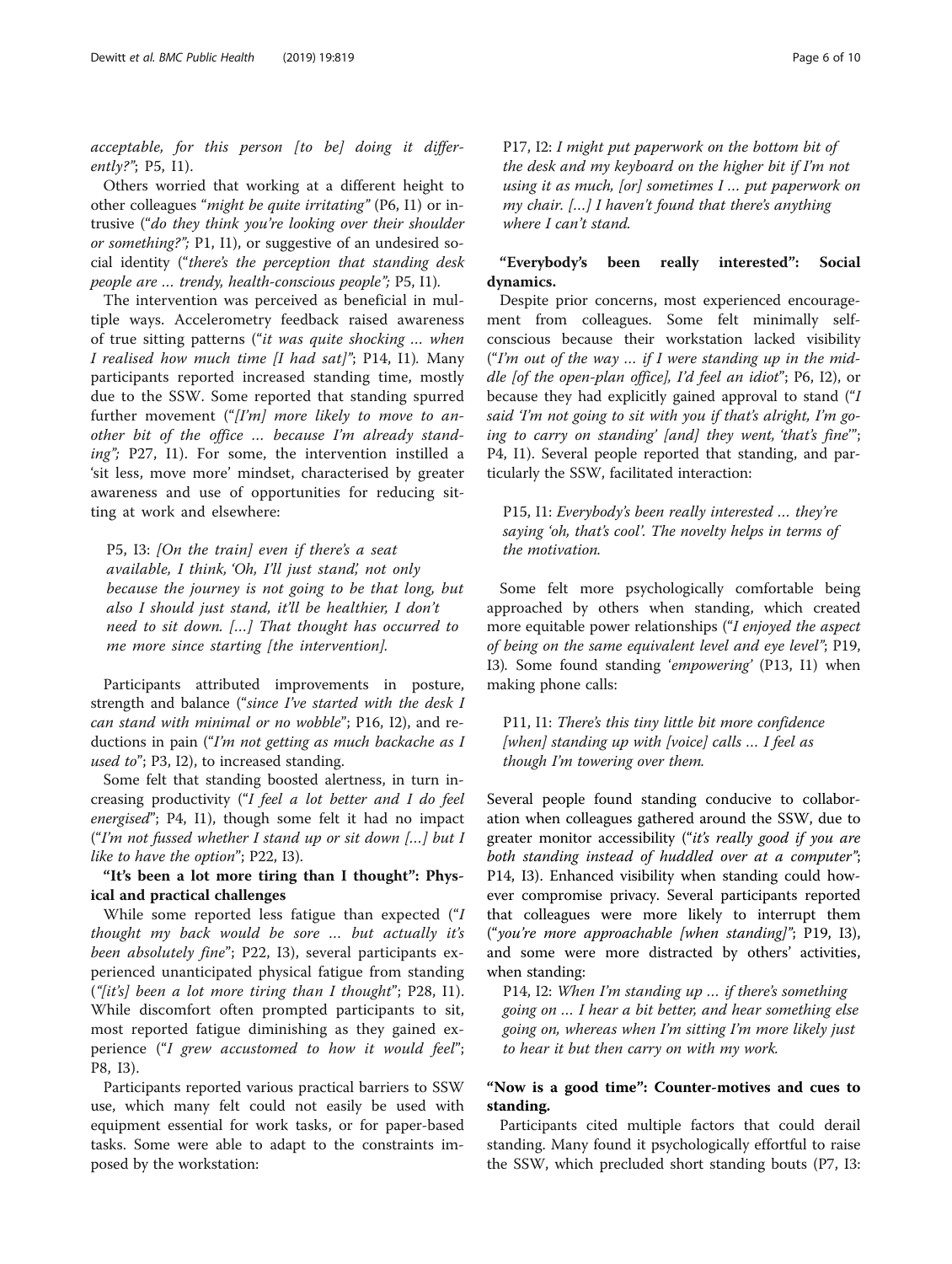*acceptable, for this person [to be] doing it differently?"*; P5, I1).

Others worried that working at a different height to other colleagues "*might be quite irritating"* (P6, I1) or intrusive ("*do they think you're looking over their shoulder or something?";* P1, I1), or suggestive of an undesired social identity ("*there's the perception that standing desk people are … trendy, health-conscious people";* P5, I1).

The intervention was perceived as beneficial in multiple ways. Accelerometry feedback raised awareness of true sitting patterns ("*it was quite shocking … when I realised how much time [I had sat]"*; P14, I1)*.* Many participants reported increased standing time, mostly due to the SSW. Some reported that standing spurred further movement ("*[I'm] more likely to move to another bit of the office … because I'm already standing";* P27, I1). For some, the intervention instilled a 'sit less, move more' mindset, characterised by greater awareness and use of opportunities for reducing sitting at work and elsewhere:

> P5, I3: *[On the train] even if there's a seat available, I think, 'Oh, I'll just stand', not only because the journey is not going to be that long, but also I should just stand, it'll be healthier, I don't need to sit down. […] That thought has occurred to me more since starting [the intervention].*

Participants attributed improvements in posture, strength and balance ("*since I've started with the desk I can stand with minimal or no wobble*"; P16, I2), and reductions in pain ("*I'm not getting as much backache as I used to*"; P3, I2), to increased standing.

Some felt that standing boosted alertness, in turn increasing productivity ("*I feel a lot better and I do feel energised*"; P4, I1), though some felt it had no impact ("*I'm not fussed whether I stand up or sit down […] but I like to have the option*"; P22, I3).

### "It's been a lot more tiring than I thought": Physical and practical challenges

While some reported less fatigue than expected ("*I thought my back would be sore … but actually it's been absolutely fine*"; P22, I3), several participants experienced unanticipated physical fatigue from standing (*"[it's] been a lot more tiring than I thought*"; P28, I1). While discomfort often prompted participants to sit, most reported fatigue diminishing as they gained experience ("*I grew accustomed to how it would feel*"; P8, I3).

Participants reported various practical barriers to SSW use, which many felt could not easily be used with equipment essential for work tasks, or for paper-based tasks. Some were able to adapt to the constraints imposed by the workstation:

> P17, I2: *I might put paperwork on the bottom bit of the desk and my keyboard on the higher bit if I'm not using it as much, [or] sometimes I … put paperwork on my chair. […] I haven't found that there's anything where I can't stand.*

### "Everybody's been really interested": Social dynamics.

Despite prior concerns, most experienced encouragement from colleagues. Some felt minimally self-conscious because their workstation lacked visibility ("*I'm out of the way … if I were standing up in the middle [of the open-plan office], I'd feel an idiot*"; P6, I2), or because they had explicitly gained approval to stand ("*I said 'I'm not going to sit with you if that's alright, I'm going to carry on standing' [and] they went, 'that's fine'*"; P4, I1). Several people reported that standing, and particularly the SSW, facilitated interaction:

> P15, I1: *Everybody's been really interested … they're saying 'oh, that's cool'. The novelty helps in terms of the motivation.*

Some felt more psychologically comfortable being approached by others when standing, which created more equitable power relationships ("*I enjoyed the aspect of being on the same equivalent level and eye level*"; P19, I3)*.* Some found standing '*empowering*' (P13, I1) when making phone calls:

> P11, I1: *There's this tiny little bit more confidence [when] standing up with [voice] calls … I feel as though I'm towering over them.*

Several people found standing conducive to collaboration when colleagues gathered around the SSW, due to greater monitor accessibility ("*it's really good if you are both standing instead of huddled over at a computer"*; P14, I3). Enhanced visibility when standing could however compromise privacy. Several participants reported that colleagues were more likely to interrupt them ("*you're more approachable [when standing]"*; P19, I3), and some were more distracted by others' activities, when standing:

> P14, I2: *When I'm standing up … if there's something going on … I hear a bit better, and hear something else going on, whereas when I'm sitting I'm more likely just to hear it but then carry on with my work.*

### "Now is a good time": Counter-motives and cues to standing.

Participants cited multiple factors that could derail standing. Many found it psychologically effortful to raise the SSW, which precluded short standing bouts (P7, I3: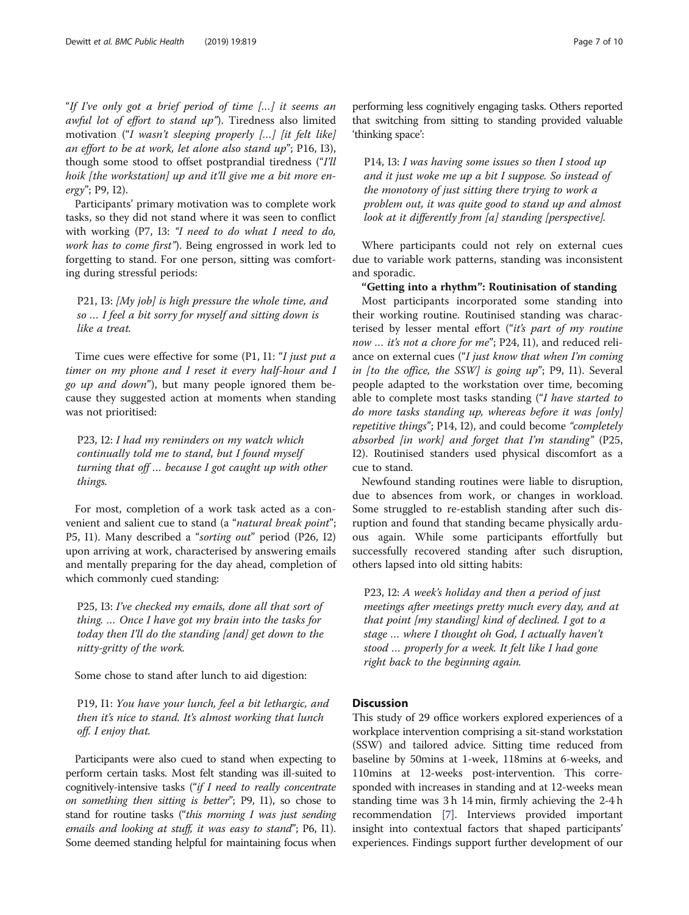"*If I've only got a brief period of time [...] it seems an awful lot of effort to stand up*"). Tiredness also limited motivation ("*I wasn't sleeping properly [...] [it felt like] an effort to be at work, let alone also stand up*"; P16, I3), though some stood to offset postprandial tiredness ("*I'll hoik [the workstation] up and it'll give me a bit more energy*"; P9, I2).

Participants' primary motivation was to complete work tasks, so they did not stand where it was seen to conflict with working (P7, I3: *"I need to do what I need to do, work has to come first"*). Being engrossed in work led to forgetting to stand. For one person, sitting was comforting during stressful periods:

> P21, I3: *[My job] is high pressure the whole time, and so … I feel a bit sorry for myself and sitting down is like a treat.*

Time cues were effective for some (P1, I1: "*I just put a timer on my phone and I reset it every half-hour and I go up and down*"), but many people ignored them because they suggested action at moments when standing was not prioritised:

> P23, I2: *I had my reminders on my watch which continually told me to stand, but I found myself turning that off … because I got caught up with other things.*

For most, completion of a work task acted as a convenient and salient cue to stand (a "*natural break point*"; P5, I1). Many described a "*sorting out*" period (P26, I2) upon arriving at work, characterised by answering emails and mentally preparing for the day ahead, completion of which commonly cued standing:

> P25, I3: *I've checked my emails, done all that sort of thing. … Once I have got my brain into the tasks for today then I'll do the standing [and] get down to the nitty-gritty of the work.*

Some chose to stand after lunch to aid digestion:

> P19, I1: *You have your lunch, feel a bit lethargic, and then it's nice to stand. It's almost working that lunch off. I enjoy that.*

Participants were also cued to stand when expecting to perform certain tasks. Most felt standing was ill-suited to cognitively-intensive tasks ("*if I need to really concentrate on something then sitting is better*"; P9, I1), so chose to stand for routine tasks ("*this morning I was just sending emails and looking at stuff, it was easy to stand*"; P6, I1). Some deemed standing helpful for maintaining focus when performing less cognitively engaging tasks. Others reported that switching from sitting to standing provided valuable 'thinking space':

> P14, I3: *I was having some issues so then I stood up and it just woke me up a bit I suppose. So instead of the monotony of just sitting there trying to work a problem out, it was quite good to stand up and almost look at it differently from [a] standing [perspective].*

Where participants could not rely on external cues due to variable work patterns, standing was inconsistent and sporadic.

**"Getting into a rhythm": Routinisation of standing**

Most participants incorporated some standing into their working routine. Routinised standing was characterised by lesser mental effort ("*it's part of my routine now … it's not a chore for me*"; P24, I1), and reduced reliance on external cues ("*I just know that when I'm coming in [to the office, the SSW] is going up*"; P9, I1). Several people adapted to the workstation over time, becoming able to complete most tasks standing ("*I have started to do more tasks standing up, whereas before it was [only] repetitive things*"; P14, I2), and could become *"completely absorbed [in work] and forget that I'm standing"* (P25, I2). Routinised standers used physical discomfort as a cue to stand.

Newfound standing routines were liable to disruption, due to absences from work, or changes in workload. Some struggled to re-establish standing after such disruption, and found that standing became physically arduous again. While some participants effortfully but successfully recovered standing after such disruption, others lapsed into old sitting habits:

> P23, I2: *A week's holiday and then a period of just meetings after meetings pretty much every day, and at that point [my standing] kind of declined. I got to a stage … where I thought oh God, I actually haven't stood … properly for a week. It felt like I had gone right back to the beginning again.*

## Discussion

This study of 29 office workers explored experiences of a workplace intervention comprising a sit-stand workstation (SSW) and tailored advice. Sitting time reduced from baseline by 50mins at 1-week, 118mins at 6-weeks, and 110mins at 12-weeks post-intervention. This corresponded with increases in standing and at 12-weeks mean standing time was 3 h 14 min, firmly achieving the 2-4 h recommendation [7]. Interviews provided important insight into contextual factors that shaped participants' experiences. Findings support further development of our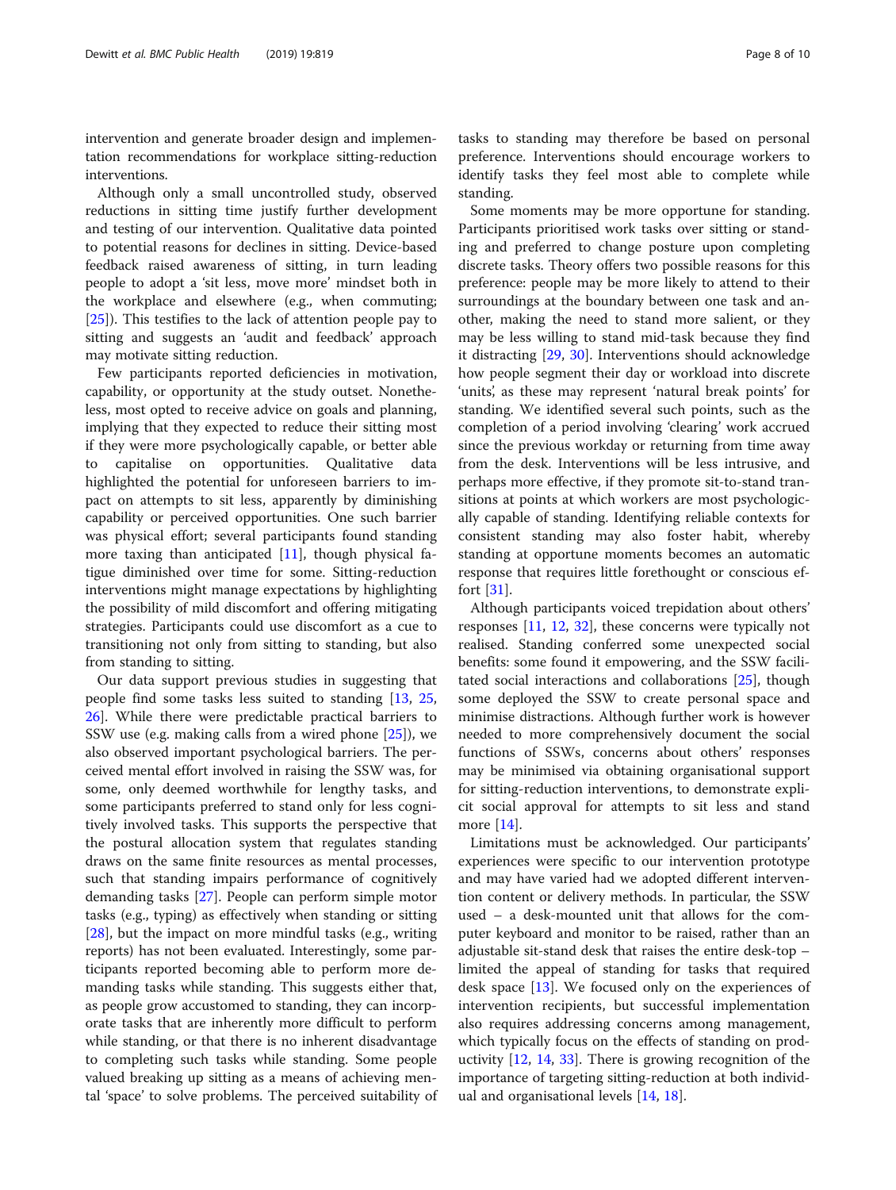intervention and generate broader design and implementation recommendations for workplace sitting-reduction interventions.

Although only a small uncontrolled study, observed reductions in sitting time justify further development and testing of our intervention. Qualitative data pointed to potential reasons for declines in sitting. Device-based feedback raised awareness of sitting, in turn leading people to adopt a 'sit less, move more' mindset both in the workplace and elsewhere (e.g., when commuting; [25]). This testifies to the lack of attention people pay to sitting and suggests an 'audit and feedback' approach may motivate sitting reduction.

Few participants reported deficiencies in motivation, capability, or opportunity at the study outset. Nonetheless, most opted to receive advice on goals and planning, implying that they expected to reduce their sitting most if they were more psychologically capable, or better able to capitalise on opportunities. Qualitative data highlighted the potential for unforeseen barriers to impact on attempts to sit less, apparently by diminishing capability or perceived opportunities. One such barrier was physical effort; several participants found standing more taxing than anticipated [11], though physical fatigue diminished over time for some. Sitting-reduction interventions might manage expectations by highlighting the possibility of mild discomfort and offering mitigating strategies. Participants could use discomfort as a cue to transitioning not only from sitting to standing, but also from standing to sitting.

Our data support previous studies in suggesting that people find some tasks less suited to standing [13, 25, 26]. While there were predictable practical barriers to SSW use (e.g. making calls from a wired phone [25]), we also observed important psychological barriers. The perceived mental effort involved in raising the SSW was, for some, only deemed worthwhile for lengthy tasks, and some participants preferred to stand only for less cognitively involved tasks. This supports the perspective that the postural allocation system that regulates standing draws on the same finite resources as mental processes, such that standing impairs performance of cognitively demanding tasks [27]. People can perform simple motor tasks (e.g., typing) as effectively when standing or sitting [28], but the impact on more mindful tasks (e.g., writing reports) has not been evaluated. Interestingly, some participants reported becoming able to perform more demanding tasks while standing. This suggests either that, as people grow accustomed to standing, they can incorporate tasks that are inherently more difficult to perform while standing, or that there is no inherent disadvantage to completing such tasks while standing. Some people valued breaking up sitting as a means of achieving mental 'space' to solve problems. The perceived suitability of tasks to standing may therefore be based on personal preference. Interventions should encourage workers to identify tasks they feel most able to complete while standing.

Some moments may be more opportune for standing. Participants prioritised work tasks over sitting or standing and preferred to change posture upon completing discrete tasks. Theory offers two possible reasons for this preference: people may be more likely to attend to their surroundings at the boundary between one task and another, making the need to stand more salient, or they may be less willing to stand mid-task because they find it distracting [29, 30]. Interventions should acknowledge how people segment their day or workload into discrete 'units', as these may represent 'natural break points' for standing. We identified several such points, such as the completion of a period involving 'clearing' work accrued since the previous workday or returning from time away from the desk. Interventions will be less intrusive, and perhaps more effective, if they promote sit-to-stand transitions at points at which workers are most psychologically capable of standing. Identifying reliable contexts for consistent standing may also foster habit, whereby standing at opportune moments becomes an automatic response that requires little forethought or conscious effort [31].

Although participants voiced trepidation about others' responses [11, 12, 32], these concerns were typically not realised. Standing conferred some unexpected social benefits: some found it empowering, and the SSW facilitated social interactions and collaborations [25], though some deployed the SSW to create personal space and minimise distractions. Although further work is however needed to more comprehensively document the social functions of SSWs, concerns about others' responses may be minimised via obtaining organisational support for sitting-reduction interventions, to demonstrate explicit social approval for attempts to sit less and stand more [14].

Limitations must be acknowledged. Our participants' experiences were specific to our intervention prototype and may have varied had we adopted different intervention content or delivery methods. In particular, the SSW used – a desk-mounted unit that allows for the computer keyboard and monitor to be raised, rather than an adjustable sit-stand desk that raises the entire desk-top – limited the appeal of standing for tasks that required desk space [13]. We focused only on the experiences of intervention recipients, but successful implementation also requires addressing concerns among management, which typically focus on the effects of standing on productivity [12, 14, 33]. There is growing recognition of the importance of targeting sitting-reduction at both individual and organisational levels [14, 18].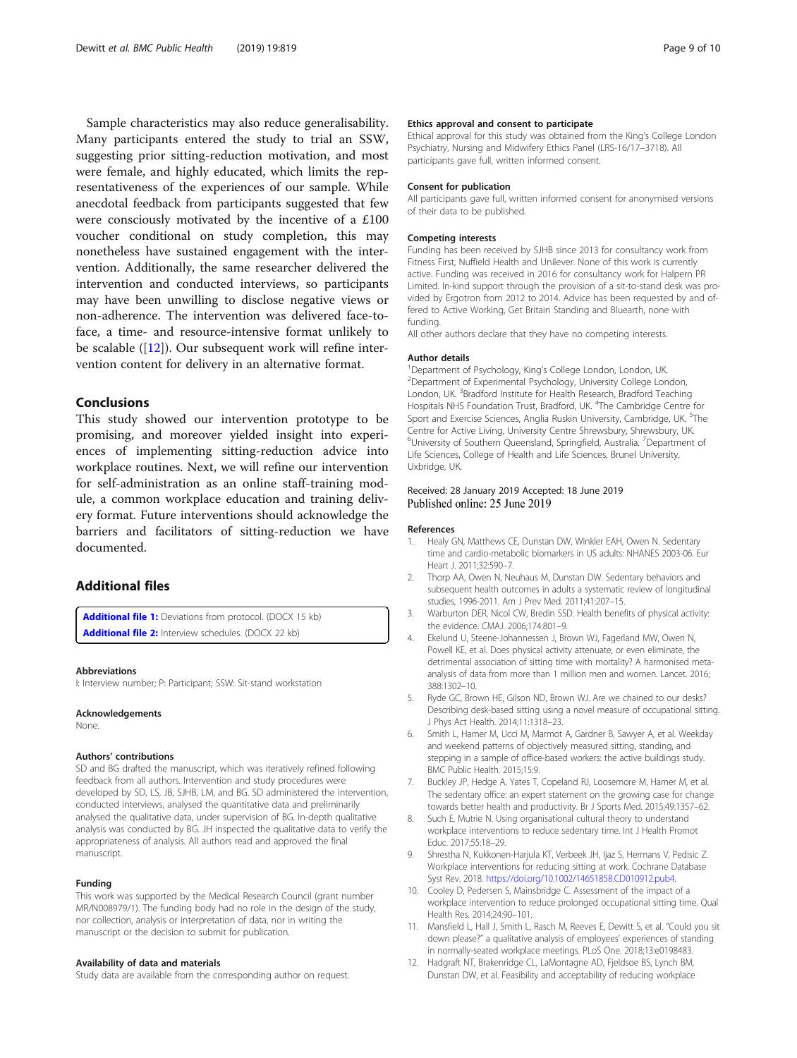Sample characteristics may also reduce generalisability. Many participants entered the study to trial an SSW, suggesting prior sitting-reduction motivation, and most were female, and highly educated, which limits the representativeness of the experiences of our sample. While anecdotal feedback from participants suggested that few were consciously motivated by the incentive of a £100 voucher conditional on study completion, this may nonetheless have sustained engagement with the intervention. Additionally, the same researcher delivered the intervention and conducted interviews, so participants may have been unwilling to disclose negative views or non-adherence. The intervention was delivered face-to-face, a time- and resource-intensive format unlikely to be scalable ([12]). Our subsequent work will refine intervention content for delivery in an alternative format.

## Conclusions

This study showed our intervention prototype to be promising, and moreover yielded insight into experiences of implementing sitting-reduction advice into workplace routines. Next, we will refine our intervention for self-administration as an online staff-training module, a common workplace education and training delivery format. Future interventions should acknowledge the barriers and facilitators of sitting-reduction we have documented.

## Additional files

**Additional file 1:** Deviations from protocol. (DOCX 15 kb)
**Additional file 2:** Interview schedules. (DOCX 22 kb)

#### Abbreviations

I: Interview number; P: Participant; SSW: Sit-stand workstation

#### Acknowledgements

None.

#### Authors' contributions

SD and BG drafted the manuscript, which was iteratively refined following feedback from all authors. Intervention and study procedures were developed by SD, LS, JB, SJHB, LM, and BG. SD administered the intervention, conducted interviews, analysed the quantitative data and preliminarily analysed the qualitative data, under supervision of BG. In-depth qualitative analysis was conducted by BG. JH inspected the qualitative data to verify the appropriateness of analysis. All authors read and approved the final manuscript.

#### Funding

This work was supported by the Medical Research Council (grant number MR/N008979/1). The funding body had no role in the design of the study, nor collection, analysis or interpretation of data, nor in writing the manuscript or the decision to submit for publication.

#### Availability of data and materials

Study data are available from the corresponding author on request.

#### Ethics approval and consent to participate

Ethical approval for this study was obtained from the King's College London Psychiatry, Nursing and Midwifery Ethics Panel (LRS-16/17–3718). All participants gave full, written informed consent.

#### Consent for publication

All participants gave full, written informed consent for anonymised versions of their data to be published.

#### Competing interests

Funding has been received by SJHB since 2013 for consultancy work from Fitness First, Nuffield Health and Unilever. None of this work is currently active. Funding was received in 2016 for consultancy work for Halpern PR Limited. In-kind support through the provision of a sit-to-stand desk was provided by Ergotron from 2012 to 2014. Advice has been requested by and offered to Active Working, Get Britain Standing and Bluearth, none with funding.
All other authors declare that they have no competing interests.

#### Author details

[1]Department of Psychology, King's College London, London, UK. [2]Department of Experimental Psychology, University College London, London, UK. [3]Bradford Institute for Health Research, Bradford Teaching Hospitals NHS Foundation Trust, Bradford, UK. [4]The Cambridge Centre for Sport and Exercise Sciences, Anglia Ruskin University, Cambridge, UK. [5]The Centre for Active Living, University Centre Shrewsbury, Shrewsbury, UK. [6]University of Southern Queensland, Springfield, Australia. [7]Department of Life Sciences, College of Health and Life Sciences, Brunel University, Uxbridge, UK.

Received: 28 January 2019 Accepted: 18 June 2019
Published online: 25 June 2019

#### References

1. Healy GN, Matthews CE, Dunstan DW, Winkler EAH, Owen N. Sedentary time and cardio-metabolic biomarkers in US adults: NHANES 2003-06. Eur Heart J. 2011;32:590–7.
2. Thorp AA, Owen N, Neuhaus M, Dunstan DW. Sedentary behaviors and subsequent health outcomes in adults a systematic review of longitudinal studies, 1996-2011. Am J Prev Med. 2011;41:207–15.
3. Warburton DER, Nicol CW, Bredin SSD. Health benefits of physical activity: the evidence. CMAJ. 2006;174:801–9.
4. Ekelund U, Steene-Johannessen J, Brown WJ, Fagerland MW, Owen N, Powell KE, et al. Does physical activity attenuate, or even eliminate, the detrimental association of sitting time with mortality? A harmonised meta-analysis of data from more than 1 million men and women. Lancet. 2016; 388:1302–10.
5. Ryde GC, Brown HE, Gilson ND, Brown WJ. Are we chained to our desks? Describing desk-based sitting using a novel measure of occupational sitting. J Phys Act Health. 2014;11:1318–23.
6. Smith L, Hamer M, Ucci M, Marmot A, Gardner B, Sawyer A, et al. Weekday and weekend patterns of objectively measured sitting, standing, and stepping in a sample of office-based workers: the active buildings study. BMC Public Health. 2015;15:9.
7. Buckley JP, Hedge A, Yates T, Copeland RJ, Loosemore M, Hamer M, et al. The sedentary office: an expert statement on the growing case for change towards better health and productivity. Br J Sports Med. 2015;49:1357–62.
8. Such E, Mutrie N. Using organisational cultural theory to understand workplace interventions to reduce sedentary time. Int J Health Promot Educ. 2017;55:18–29.
9. Shrestha N, Kukkonen-Harjula KT, Verbeek JH, Ijaz S, Hermans V, Pedisic Z. Workplace interventions for reducing sitting at work. Cochrane Database Syst Rev. 2018. https://doi.org/10.1002/14651858.CD010912.pub4.
10. Cooley D, Pedersen S, Mainsbridge C. Assessment of the impact of a workplace intervention to reduce prolonged occupational sitting time. Qual Health Res. 2014;24:90–101.
11. Mansfield L, Hall J, Smith L, Rasch M, Reeves E, Dewitt S, et al. "Could you sit down please?" a qualitative analysis of employees' experiences of standing in normally-seated workplace meetings. PLoS One. 2018;13:e0198483.
12. Hadgraft NT, Brakenridge CL, LaMontagne AD, Fjeldsoe BS, Lynch BM, Dunstan DW, et al. Feasibility and acceptability of reducing workplace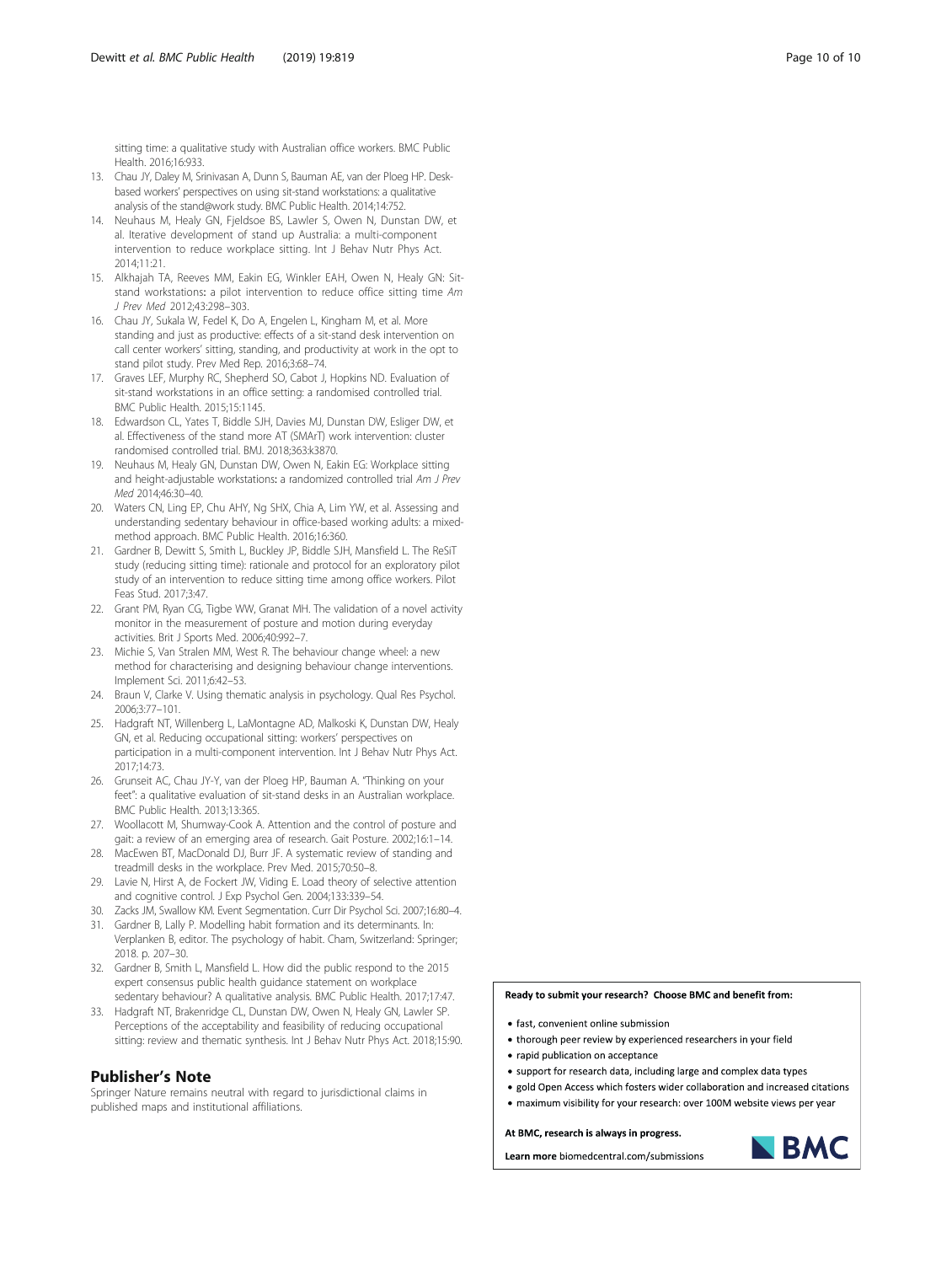sitting time: a qualitative study with Australian office workers. BMC Public Health. 2016;16:933.

13. Chau JY, Daley M, Srinivasan A, Dunn S, Bauman AE, van der Ploeg HP. Desk-based workers' perspectives on using sit-stand workstations: a qualitative analysis of the stand@work study. BMC Public Health. 2014;14:752.
14. Neuhaus M, Healy GN, Fjeldsoe BS, Lawler S, Owen N, Dunstan DW, et al. Iterative development of stand up Australia: a multi-component intervention to reduce workplace sitting. Int J Behav Nutr Phys Act. 2014;11:21.
15. Alkhajah TA, Reeves MM, Eakin EG, Winkler EAH, Owen N, Healy GN: Sit-stand workstations: a pilot intervention to reduce office sitting time *Am J Prev Med* 2012;43:298–303.
16. Chau JY, Sukala W, Fedel K, Do A, Engelen L, Kingham M, et al. More standing and just as productive: effects of a sit-stand desk intervention on call center workers' sitting, standing, and productivity at work in the opt to stand pilot study. Prev Med Rep. 2016;3:68–74.
17. Graves LEF, Murphy RC, Shepherd SO, Cabot J, Hopkins ND. Evaluation of sit-stand workstations in an office setting: a randomised controlled trial. BMC Public Health. 2015;15:1145.
18. Edwardson CL, Yates T, Biddle SJH, Davies MJ, Dunstan DW, Esliger DW, et al. Effectiveness of the stand more AT (SMArT) work intervention: cluster randomised controlled trial. BMJ. 2018;363:k3870.
19. Neuhaus M, Healy GN, Dunstan DW, Owen N, Eakin EG: Workplace sitting and height-adjustable workstations: a randomized controlled trial *Am J Prev Med* 2014;46:30–40.
20. Waters CN, Ling EP, Chu AHY, Ng SHX, Chia A, Lim YW, et al. Assessing and understanding sedentary behaviour in office-based working adults: a mixed-method approach. BMC Public Health. 2016;16:360.
21. Gardner B, Dewitt S, Smith L, Buckley JP, Biddle SJH, Mansfield L. The ReSiT study (reducing sitting time): rationale and protocol for an exploratory pilot study of an intervention to reduce sitting time among office workers. Pilot Feas Stud. 2017;3:47.
22. Grant PM, Ryan CG, Tigbe WW, Granat MH. The validation of a novel activity monitor in the measurement of posture and motion during everyday activities. Brit J Sports Med. 2006;40:992–7.
23. Michie S, Van Stralen MM, West R. The behaviour change wheel: a new method for characterising and designing behaviour change interventions. Implement Sci. 2011;6:42–53.
24. Braun V, Clarke V. Using thematic analysis in psychology. Qual Res Psychol. 2006;3:77–101.
25. Hadgraft NT, Willenberg L, LaMontagne AD, Malkoski K, Dunstan DW, Healy GN, et al. Reducing occupational sitting: workers' perspectives on participation in a multi-component intervention. Int J Behav Nutr Phys Act. 2017;14:73.
26. Grunseit AC, Chau JY-Y, van der Ploeg HP, Bauman A. "Thinking on your feet": a qualitative evaluation of sit-stand desks in an Australian workplace. BMC Public Health. 2013;13:365.
27. Woollacott M, Shumway-Cook A. Attention and the control of posture and gait: a review of an emerging area of research. Gait Posture. 2002;16:1–14.
28. MacEwen BT, MacDonald DJ, Burr JF. A systematic review of standing and treadmill desks in the workplace. Prev Med. 2015;70:50–8.
29. Lavie N, Hirst A, de Fockert JW, Viding E. Load theory of selective attention and cognitive control. J Exp Psychol Gen. 2004;133:339–54.
30. Zacks JM, Swallow KM. Event Segmentation. Curr Dir Psychol Sci. 2007;16:80–4.
31. Gardner B, Lally P. Modelling habit formation and its determinants. In: Verplanken B, editor. The psychology of habit. Cham, Switzerland: Springer; 2018. p. 207–30.
32. Gardner B, Smith L, Mansfield L. How did the public respond to the 2015 expert consensus public health guidance statement on workplace sedentary behaviour? A qualitative analysis. BMC Public Health. 2017;17:47.
33. Hadgraft NT, Brakenridge CL, Dunstan DW, Owen N, Healy GN, Lawler SP. Perceptions of the acceptability and feasibility of reducing occupational sitting: review and thematic synthesis. Int J Behav Nutr Phys Act. 2018;15:90.

## Publisher's Note

Springer Nature remains neutral with regard to jurisdictional claims in published maps and institutional affiliations.

**Ready to submit your research? Choose BMC and benefit from:**

- fast, convenient online submission
- thorough peer review by experienced researchers in your field
- rapid publication on acceptance
- support for research data, including large and complex data types
- gold Open Access which fosters wider collaboration and increased citations
- maximum visibility for your research: over 100M website views per year

**At BMC, research is always in progress.**

**Learn more** biomedcentral.com/submissions

BMC